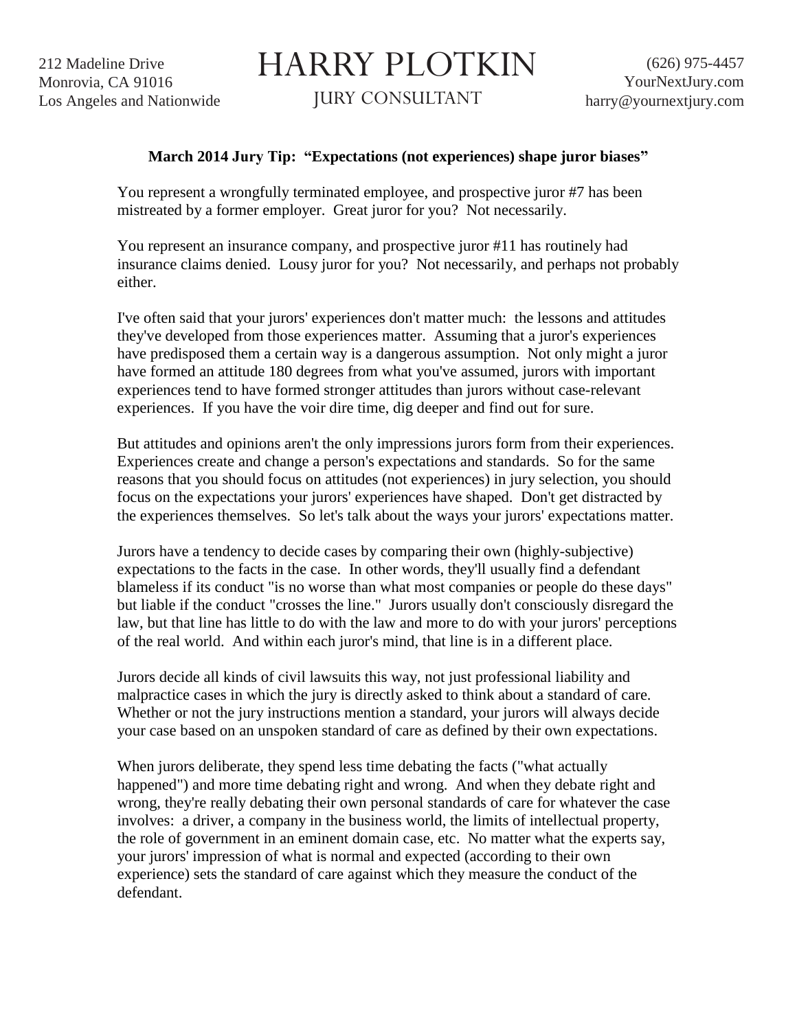212 Madeline Drive
Monrovia, CA 91016
Los Angeles and Nationwide

# HARRY PLOTKIN

JURY CONSULTANT

(626) 975-4457
YourNextJury.com
harry@yournextjury.com

**March 2014 Jury Tip: "Expectations (not experiences) shape juror biases"**

You represent a wrongfully terminated employee, and prospective juror #7 has been mistreated by a former employer. Great juror for you? Not necessarily.

You represent an insurance company, and prospective juror #11 has routinely had insurance claims denied. Lousy juror for you? Not necessarily, and perhaps not probably either.

I've often said that your jurors' experiences don't matter much: the lessons and attitudes they've developed from those experiences matter. Assuming that a juror's experiences have predisposed them a certain way is a dangerous assumption. Not only might a juror have formed an attitude 180 degrees from what you've assumed, jurors with important experiences tend to have formed stronger attitudes than jurors without case-relevant experiences. If you have the voir dire time, dig deeper and find out for sure.

But attitudes and opinions aren't the only impressions jurors form from their experiences. Experiences create and change a person's expectations and standards. So for the same reasons that you should focus on attitudes (not experiences) in jury selection, you should focus on the expectations your jurors' experiences have shaped. Don't get distracted by the experiences themselves. So let's talk about the ways your jurors' expectations matter.

Jurors have a tendency to decide cases by comparing their own (highly-subjective) expectations to the facts in the case. In other words, they'll usually find a defendant blameless if its conduct "is no worse than what most companies or people do these days" but liable if the conduct "crosses the line." Jurors usually don't consciously disregard the law, but that line has little to do with the law and more to do with your jurors' perceptions of the real world. And within each juror's mind, that line is in a different place.

Jurors decide all kinds of civil lawsuits this way, not just professional liability and malpractice cases in which the jury is directly asked to think about a standard of care. Whether or not the jury instructions mention a standard, your jurors will always decide your case based on an unspoken standard of care as defined by their own expectations.

When jurors deliberate, they spend less time debating the facts ("what actually happened") and more time debating right and wrong. And when they debate right and wrong, they're really debating their own personal standards of care for whatever the case involves: a driver, a company in the business world, the limits of intellectual property, the role of government in an eminent domain case, etc. No matter what the experts say, your jurors' impression of what is normal and expected (according to their own experience) sets the standard of care against which they measure the conduct of the defendant.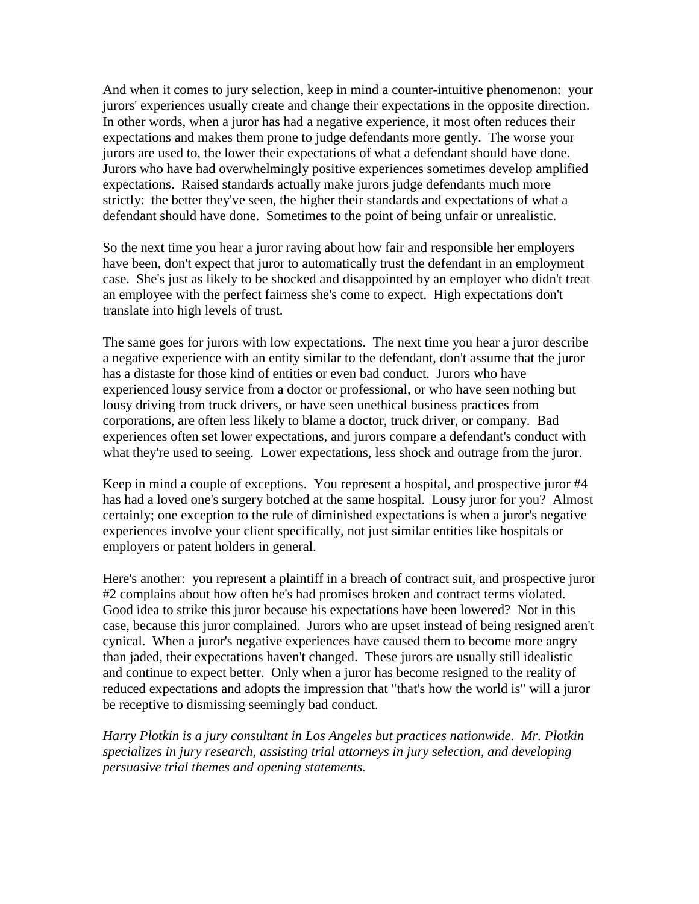And when it comes to jury selection, keep in mind a counter-intuitive phenomenon: your jurors' experiences usually create and change their expectations in the opposite direction. In other words, when a juror has had a negative experience, it most often reduces their expectations and makes them prone to judge defendants more gently. The worse your jurors are used to, the lower their expectations of what a defendant should have done. Jurors who have had overwhelmingly positive experiences sometimes develop amplified expectations. Raised standards actually make jurors judge defendants much more strictly: the better they've seen, the higher their standards and expectations of what a defendant should have done. Sometimes to the point of being unfair or unrealistic.

So the next time you hear a juror raving about how fair and responsible her employers have been, don't expect that juror to automatically trust the defendant in an employment case. She's just as likely to be shocked and disappointed by an employer who didn't treat an employee with the perfect fairness she's come to expect. High expectations don't translate into high levels of trust.

The same goes for jurors with low expectations. The next time you hear a juror describe a negative experience with an entity similar to the defendant, don't assume that the juror has a distaste for those kind of entities or even bad conduct. Jurors who have experienced lousy service from a doctor or professional, or who have seen nothing but lousy driving from truck drivers, or have seen unethical business practices from corporations, are often less likely to blame a doctor, truck driver, or company. Bad experiences often set lower expectations, and jurors compare a defendant's conduct with what they're used to seeing. Lower expectations, less shock and outrage from the juror.

Keep in mind a couple of exceptions. You represent a hospital, and prospective juror #4 has had a loved one's surgery botched at the same hospital. Lousy juror for you? Almost certainly; one exception to the rule of diminished expectations is when a juror's negative experiences involve your client specifically, not just similar entities like hospitals or employers or patent holders in general.

Here's another: you represent a plaintiff in a breach of contract suit, and prospective juror #2 complains about how often he's had promises broken and contract terms violated. Good idea to strike this juror because his expectations have been lowered? Not in this case, because this juror complained. Jurors who are upset instead of being resigned aren't cynical. When a juror's negative experiences have caused them to become more angry than jaded, their expectations haven't changed. These jurors are usually still idealistic and continue to expect better. Only when a juror has become resigned to the reality of reduced expectations and adopts the impression that "that's how the world is" will a juror be receptive to dismissing seemingly bad conduct.

*Harry Plotkin is a jury consultant in Los Angeles but practices nationwide. Mr. Plotkin specializes in jury research, assisting trial attorneys in jury selection, and developing persuasive trial themes and opening statements.*